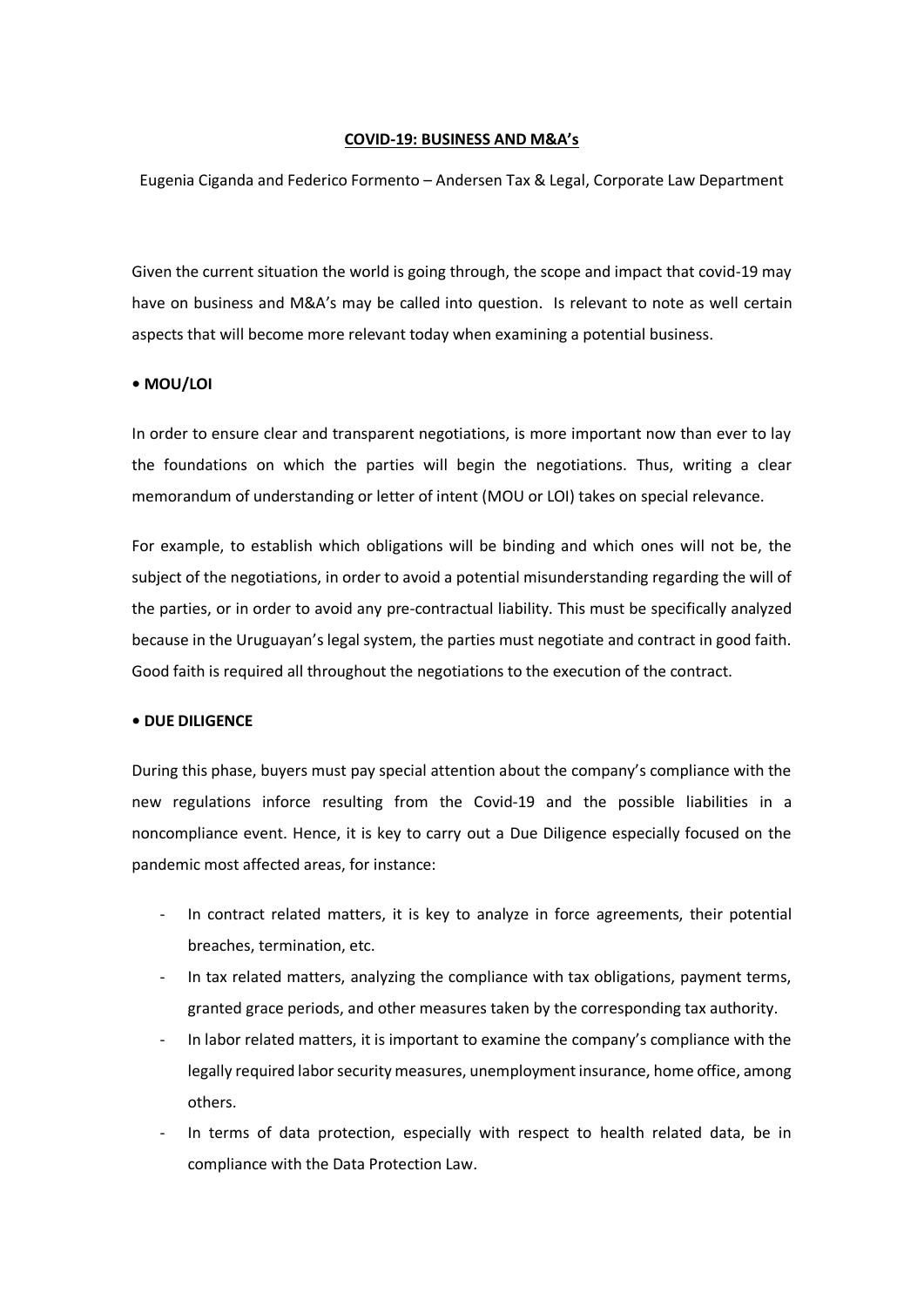**COVID-19: BUSINESS AND M&A's**

Eugenia Ciganda and Federico Formento – Andersen Tax & Legal, Corporate Law Department

Given the current situation the world is going through, the scope and impact that covid-19 may have on business and M&A's may be called into question. Is relevant to note as well certain aspects that will become more relevant today when examining a potential business.

**• MOU/LOI**

In order to ensure clear and transparent negotiations, is more important now than ever to lay the foundations on which the parties will begin the negotiations. Thus, writing a clear memorandum of understanding or letter of intent (MOU or LOI) takes on special relevance.

For example, to establish which obligations will be binding and which ones will not be, the subject of the negotiations, in order to avoid a potential misunderstanding regarding the will of the parties, or in order to avoid any pre-contractual liability. This must be specifically analyzed because in the Uruguayan's legal system, the parties must negotiate and contract in good faith. Good faith is required all throughout the negotiations to the execution of the contract.

**• DUE DILIGENCE**

During this phase, buyers must pay special attention about the company's compliance with the new regulations inforce resulting from the Covid-19 and the possible liabilities in a noncompliance event. Hence, it is key to carry out a Due Diligence especially focused on the pandemic most affected areas, for instance:

- In contract related matters, it is key to analyze in force agreements, their potential breaches, termination, etc.
- In tax related matters, analyzing the compliance with tax obligations, payment terms, granted grace periods, and other measures taken by the corresponding tax authority.
- In labor related matters, it is important to examine the company's compliance with the legally required labor security measures, unemployment insurance, home office, among others.
- In terms of data protection, especially with respect to health related data, be in compliance with the Data Protection Law.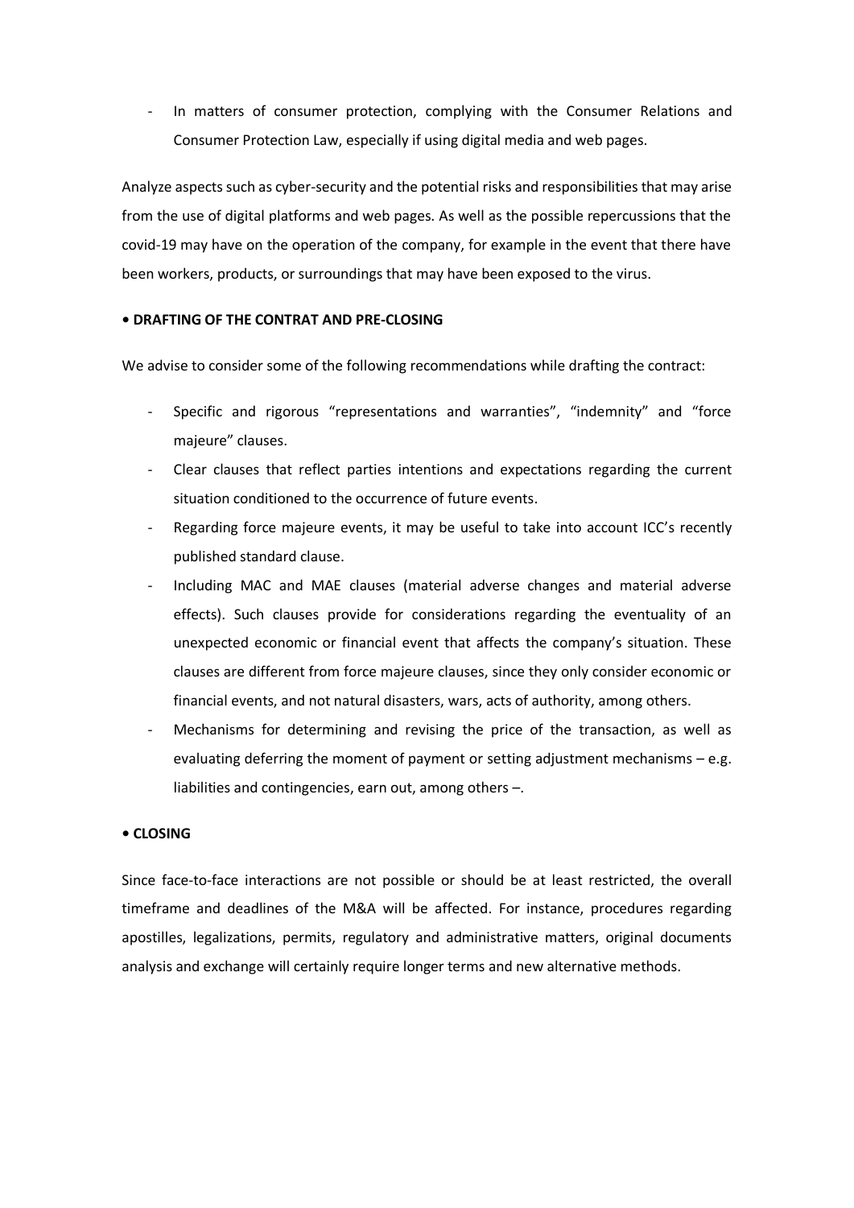- In matters of consumer protection, complying with the Consumer Relations and Consumer Protection Law, especially if using digital media and web pages.

Analyze aspects such as cyber-security and the potential risks and responsibilities that may arise from the use of digital platforms and web pages. As well as the possible repercussions that the covid-19 may have on the operation of the company, for example in the event that there have been workers, products, or surroundings that may have been exposed to the virus.

**• DRAFTING OF THE CONTRAT AND PRE-CLOSING**

We advise to consider some of the following recommendations while drafting the contract:

- Specific and rigorous "representations and warranties", "indemnity" and "force majeure" clauses.
- Clear clauses that reflect parties intentions and expectations regarding the current situation conditioned to the occurrence of future events.
- Regarding force majeure events, it may be useful to take into account ICC's recently published standard clause.
- Including MAC and MAE clauses (material adverse changes and material adverse effects). Such clauses provide for considerations regarding the eventuality of an unexpected economic or financial event that affects the company's situation. These clauses are different from force majeure clauses, since they only consider economic or financial events, and not natural disasters, wars, acts of authority, among others.
- Mechanisms for determining and revising the price of the transaction, as well as evaluating deferring the moment of payment or setting adjustment mechanisms – e.g. liabilities and contingencies, earn out, among others –.

**• CLOSING**

Since face-to-face interactions are not possible or should be at least restricted, the overall timeframe and deadlines of the M&A will be affected. For instance, procedures regarding apostilles, legalizations, permits, regulatory and administrative matters, original documents analysis and exchange will certainly require longer terms and new alternative methods.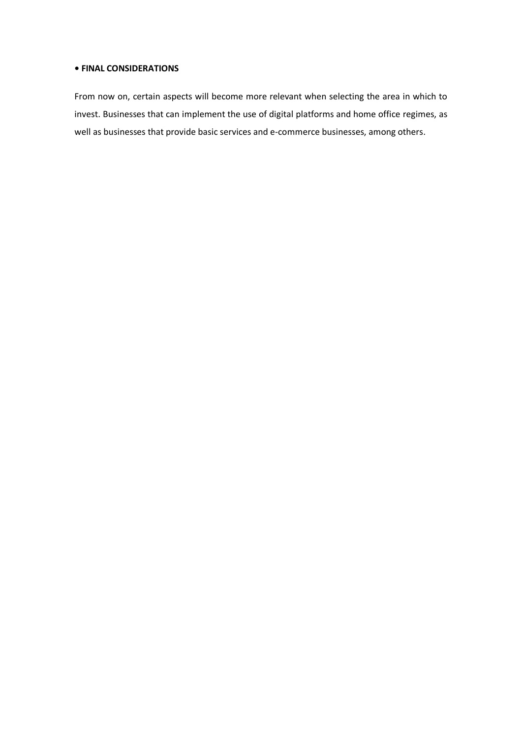## • FINAL CONSIDERATIONS

From now on, certain aspects will become more relevant when selecting the area in which to invest. Businesses that can implement the use of digital platforms and home office regimes, as well as businesses that provide basic services and e-commerce businesses, among others.